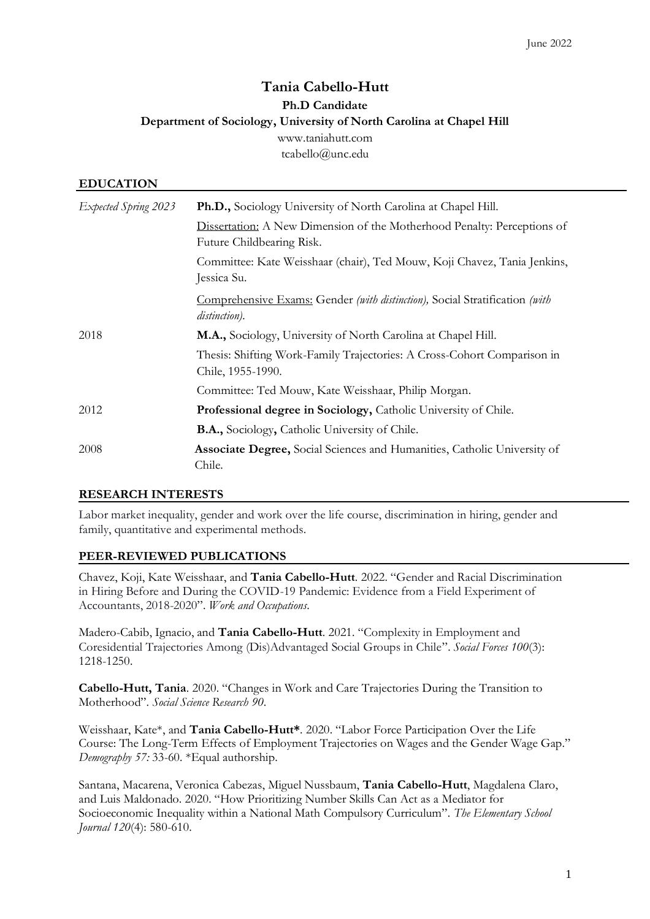June 2022

# Tania Cabello-Hutt

**Ph.D Candidate**

**Department of Sociology, University of North Carolina at Chapel Hill**

www.taniahutt.com

tcabello@unc.edu

## EDUCATION

| | |
|---|---|
| *Expected Spring 2023* | **Ph.D.,** Sociology University of North Carolina at Chapel Hill. |
| | Dissertation: A New Dimension of the Motherhood Penalty: Perceptions of Future Childbearing Risk. |
| | Committee: Kate Weisshaar (chair), Ted Mouw, Koji Chavez, Tania Jenkins, Jessica Su. |
| | Comprehensive Exams: Gender *(with distinction),* Social Stratification *(with distinction).* |
| 2018 | **M.A.,** Sociology, University of North Carolina at Chapel Hill. |
| | Thesis: Shifting Work-Family Trajectories: A Cross-Cohort Comparison in Chile, 1955-1990. |
| | Committee: Ted Mouw, Kate Weisshaar, Philip Morgan. |
| 2012 | **Professional degree in Sociology,** Catholic University of Chile. |
| | **B.A.,** Sociology**,** Catholic University of Chile. |
| 2008 | **Associate Degree,** Social Sciences and Humanities, Catholic University of Chile. |

## RESEARCH INTERESTS

Labor market inequality, gender and work over the life course, discrimination in hiring, gender and family, quantitative and experimental methods.

## PEER-REVIEWED PUBLICATIONS

Chavez, Koji, Kate Weisshaar, and **Tania Cabello-Hutt**. 2022. "Gender and Racial Discrimination in Hiring Before and During the COVID-19 Pandemic: Evidence from a Field Experiment of Accountants, 2018-2020". *Work and Occupations*.

Madero-Cabib, Ignacio, and **Tania Cabello-Hutt**. 2021. "Complexity in Employment and Coresidential Trajectories Among (Dis)Advantaged Social Groups in Chile". *Social Forces 100*(3): 1218-1250.

**Cabello-Hutt, Tania**. 2020. "Changes in Work and Care Trajectories During the Transition to Motherhood". *Social Science Research 90*.

Weisshaar, Kate*, and **Tania Cabello-Hutt***. 2020. "Labor Force Participation Over the Life Course: The Long-Term Effects of Employment Trajectories on Wages and the Gender Wage Gap." *Demography 57:* 33-60. *Equal authorship.

Santana, Macarena, Veronica Cabezas, Miguel Nussbaum, **Tania Cabello-Hutt**, Magdalena Claro, and Luis Maldonado. 2020. "How Prioritizing Number Skills Can Act as a Mediator for Socioeconomic Inequality within a National Math Compulsory Curriculum". *The Elementary School Journal 120*(4): 580-610.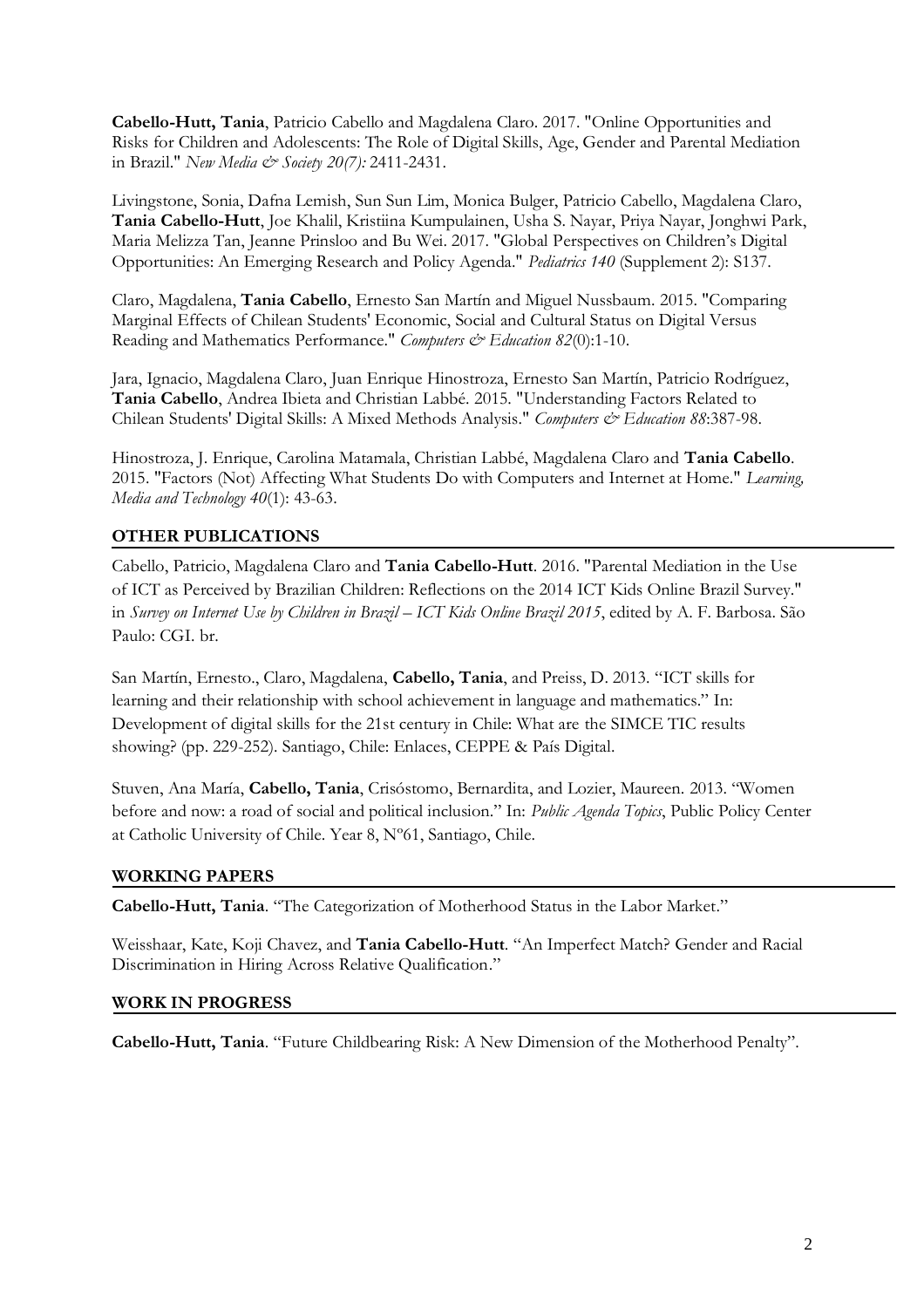**Cabello-Hutt, Tania**, Patricio Cabello and Magdalena Claro. 2017. "Online Opportunities and Risks for Children and Adolescents: The Role of Digital Skills, Age, Gender and Parental Mediation in Brazil." *New Media & Society 20(7):* 2411-2431.

Livingstone, Sonia, Dafna Lemish, Sun Sun Lim, Monica Bulger, Patricio Cabello, Magdalena Claro, **Tania Cabello-Hutt**, Joe Khalil, Kristiina Kumpulainen, Usha S. Nayar, Priya Nayar, Jonghwi Park, Maria Melizza Tan, Jeanne Prinsloo and Bu Wei. 2017. "Global Perspectives on Children's Digital Opportunities: An Emerging Research and Policy Agenda." *Pediatrics 140* (Supplement 2): S137.

Claro, Magdalena, **Tania Cabello**, Ernesto San Martín and Miguel Nussbaum. 2015. "Comparing Marginal Effects of Chilean Students' Economic, Social and Cultural Status on Digital Versus Reading and Mathematics Performance." *Computers & Education 82*(0):1-10.

Jara, Ignacio, Magdalena Claro, Juan Enrique Hinostroza, Ernesto San Martín, Patricio Rodríguez, **Tania Cabello**, Andrea Ibieta and Christian Labbé. 2015. "Understanding Factors Related to Chilean Students' Digital Skills: A Mixed Methods Analysis." *Computers & Education 88*:387-98.

Hinostroza, J. Enrique, Carolina Matamala, Christian Labbé, Magdalena Claro and **Tania Cabello**. 2015. "Factors (Not) Affecting What Students Do with Computers and Internet at Home." *Learning, Media and Technology 40*(1): 43-63.

## OTHER PUBLICATIONS

Cabello, Patricio, Magdalena Claro and **Tania Cabello-Hutt**. 2016. "Parental Mediation in the Use of ICT as Perceived by Brazilian Children: Reflections on the 2014 ICT Kids Online Brazil Survey." in *Survey on Internet Use by Children in Brazil – ICT Kids Online Brazil 2015*, edited by A. F. Barbosa. São Paulo: CGI. br.

San Martín, Ernesto., Claro, Magdalena, **Cabello, Tania**, and Preiss, D. 2013. "ICT skills for learning and their relationship with school achievement in language and mathematics." In: Development of digital skills for the 21st century in Chile: What are the SIMCE TIC results showing? (pp. 229-252). Santiago, Chile: Enlaces, CEPPE & País Digital.

Stuven, Ana María, **Cabello, Tania**, Crisóstomo, Bernardita, and Lozier, Maureen. 2013. "Women before and now: a road of social and political inclusion." In: *Public Agenda Topics*, Public Policy Center at Catholic University of Chile. Year 8, Nº61, Santiago, Chile.

## WORKING PAPERS

**Cabello-Hutt, Tania**. "The Categorization of Motherhood Status in the Labor Market."

Weisshaar, Kate, Koji Chavez, and **Tania Cabello-Hutt**. "An Imperfect Match? Gender and Racial Discrimination in Hiring Across Relative Qualification."

## WORK IN PROGRESS

**Cabello-Hutt, Tania**. "Future Childbearing Risk: A New Dimension of the Motherhood Penalty".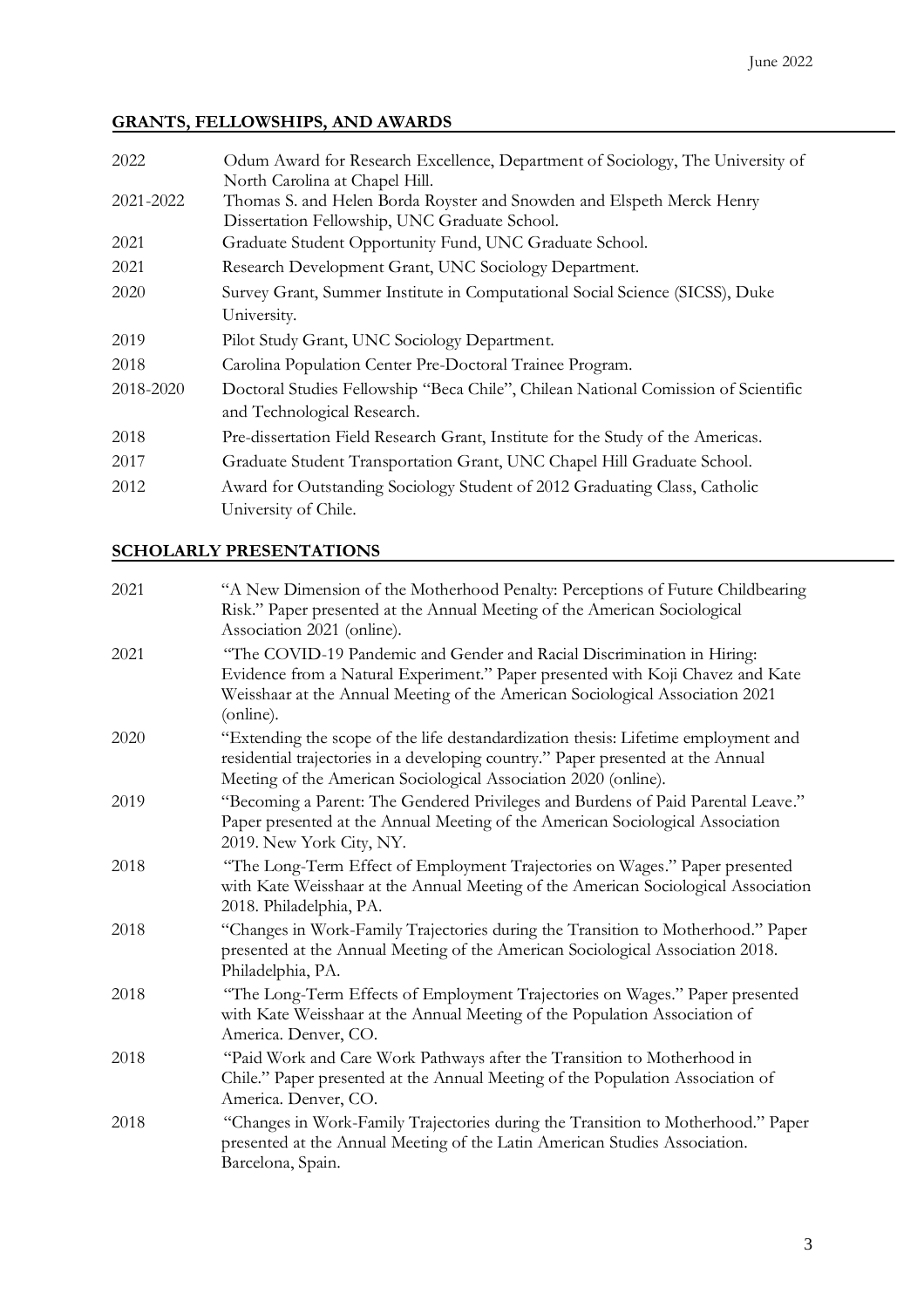## GRANTS, FELLOWSHIPS, AND AWARDS

| | |
|---|---|
| 2022 | Odum Award for Research Excellence, Department of Sociology, The University of North Carolina at Chapel Hill. |
| 2021-2022 | Thomas S. and Helen Borda Royster and Snowden and Elspeth Merck Henry Dissertation Fellowship, UNC Graduate School. |
| 2021 | Graduate Student Opportunity Fund, UNC Graduate School. |
| 2021 | Research Development Grant, UNC Sociology Department. |
| 2020 | Survey Grant, Summer Institute in Computational Social Science (SICSS), Duke University. |
| 2019 | Pilot Study Grant, UNC Sociology Department. |
| 2018 | Carolina Population Center Pre-Doctoral Trainee Program. |
| 2018-2020 | Doctoral Studies Fellowship "Beca Chile", Chilean National Comission of Scientific and Technological Research. |
| 2018 | Pre-dissertation Field Research Grant, Institute for the Study of the Americas. |
| 2017 | Graduate Student Transportation Grant, UNC Chapel Hill Graduate School. |
| 2012 | Award for Outstanding Sociology Student of 2012 Graduating Class, Catholic University of Chile. |

## SCHOLARLY PRESENTATIONS

| | |
|---|---|
| 2021 | "A New Dimension of the Motherhood Penalty: Perceptions of Future Childbearing Risk." Paper presented at the Annual Meeting of the American Sociological Association 2021 (online). |
| 2021 | "The COVID-19 Pandemic and Gender and Racial Discrimination in Hiring: Evidence from a Natural Experiment." Paper presented with Koji Chavez and Kate Weisshaar at the Annual Meeting of the American Sociological Association 2021 (online). |
| 2020 | "Extending the scope of the life destandardization thesis: Lifetime employment and residential trajectories in a developing country." Paper presented at the Annual Meeting of the American Sociological Association 2020 (online). |
| 2019 | "Becoming a Parent: The Gendered Privileges and Burdens of Paid Parental Leave." Paper presented at the Annual Meeting of the American Sociological Association 2019. New York City, NY. |
| 2018 | "The Long-Term Effect of Employment Trajectories on Wages." Paper presented with Kate Weisshaar at the Annual Meeting of the American Sociological Association 2018. Philadelphia, PA. |
| 2018 | "Changes in Work-Family Trajectories during the Transition to Motherhood." Paper presented at the Annual Meeting of the American Sociological Association 2018. Philadelphia, PA. |
| 2018 | "The Long-Term Effects of Employment Trajectories on Wages." Paper presented with Kate Weisshaar at the Annual Meeting of the Population Association of America. Denver, CO. |
| 2018 | "Paid Work and Care Work Pathways after the Transition to Motherhood in Chile." Paper presented at the Annual Meeting of the Population Association of America. Denver, CO. |
| 2018 | "Changes in Work-Family Trajectories during the Transition to Motherhood." Paper presented at the Annual Meeting of the Latin American Studies Association. Barcelona, Spain. |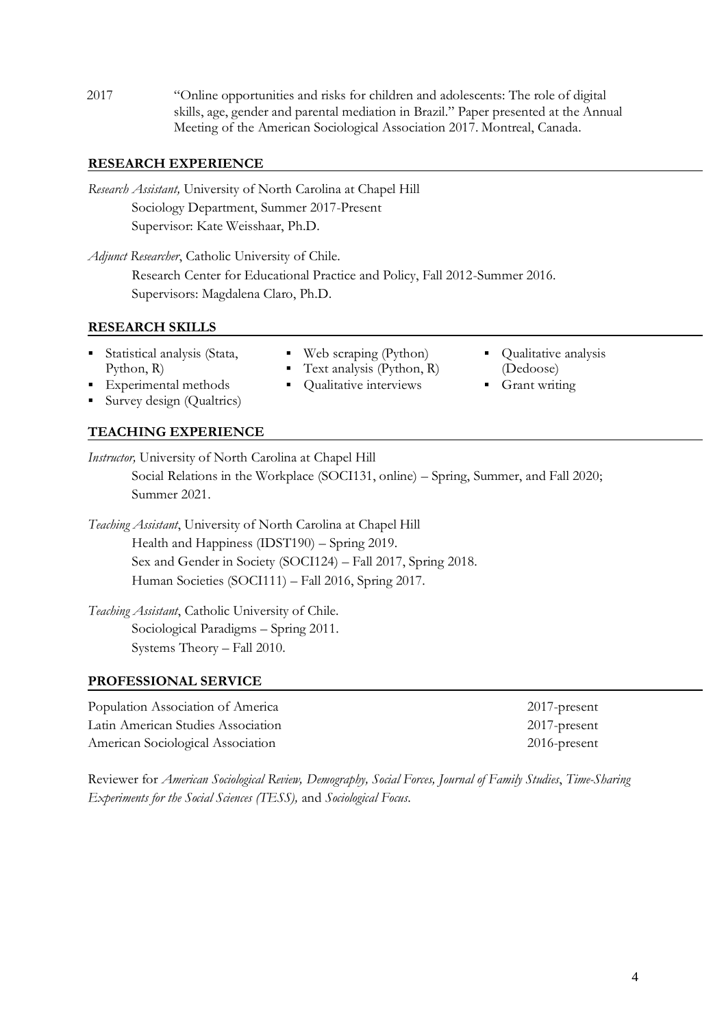2017 "Online opportunities and risks for children and adolescents: The role of digital skills, age, gender and parental mediation in Brazil." Paper presented at the Annual Meeting of the American Sociological Association 2017. Montreal, Canada.

## RESEARCH EXPERIENCE

*Research Assistant,* University of North Carolina at Chapel Hill
Sociology Department, Summer 2017-Present
Supervisor: Kate Weisshaar, Ph.D.

*Adjunct Researcher*, Catholic University of Chile.
Research Center for Educational Practice and Policy, Fall 2012-Summer 2016.
Supervisors: Magdalena Claro, Ph.D.

## RESEARCH SKILLS

- Statistical analysis (Stata, Python, R)
- Experimental methods
- Survey design (Qualtrics)
- Web scraping (Python)
- Text analysis (Python, R)
- Qualitative interviews
- Qualitative analysis (Dedoose)
- Grant writing

## TEACHING EXPERIENCE

*Instructor,* University of North Carolina at Chapel Hill
Social Relations in the Workplace (SOCI131, online) – Spring, Summer, and Fall 2020; Summer 2021.

*Teaching Assistant*, University of North Carolina at Chapel Hill
Health and Happiness (IDST190) – Spring 2019.
Sex and Gender in Society (SOCI124) – Fall 2017, Spring 2018.
Human Societies (SOCI111) – Fall 2016, Spring 2017.

*Teaching Assistant*, Catholic University of Chile.
Sociological Paradigms – Spring 2011.
Systems Theory – Fall 2010.

## PROFESSIONAL SERVICE

Population Association of America 2017-present
Latin American Studies Association 2017-present
American Sociological Association 2016-present

Reviewer for *American Sociological Review, Demography, Social Forces, Journal of Family Studies*, *Time-Sharing Experiments for the Social Sciences (TESS),* and *Sociological Focus*.